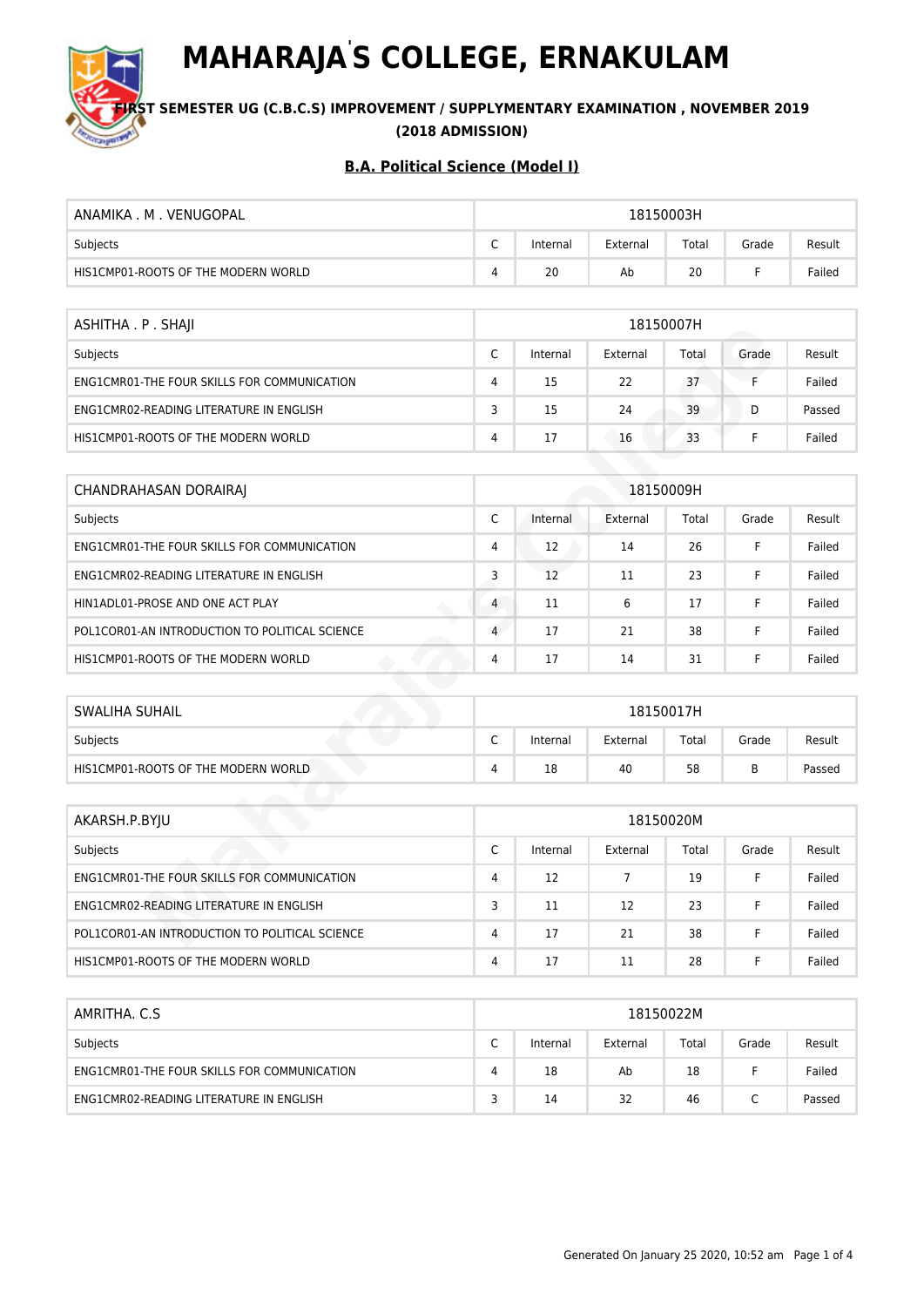# MAHARAJA'S COLLEGE, ERNAKULAM

**FIRST SEMESTER UG (C.B.C.S) IMPROVEMENT / SUPPLYMENTARY EXAMINATION , NOVEMBER 2019 (2018 ADMISSION)**

## B.A. Political Science (Model I)

| ANAMIKA . M . VENUGOPAL | 18150003H | | | | | |
|---|---|---|---|---|---|---|
| Subjects | C | Internal | External | Total | Grade | Result |
| HIS1CMP01-ROOTS OF THE MODERN WORLD | 4 | 20 | Ab | 20 | F | Failed |

| ASHITHA . P . SHAJI | 18150007H | | | | | |
|---|---|---|---|---|---|---|
| Subjects | C | Internal | External | Total | Grade | Result |
| ENG1CMR01-THE FOUR SKILLS FOR COMMUNICATION | 4 | 15 | 22 | 37 | F | Failed |
| ENG1CMR02-READING LITERATURE IN ENGLISH | 3 | 15 | 24 | 39 | D | Passed |
| HIS1CMP01-ROOTS OF THE MODERN WORLD | 4 | 17 | 16 | 33 | F | Failed |

| CHANDRAHASAN DORAIRAJ | 18150009H | | | | | |
|---|---|---|---|---|---|---|
| Subjects | C | Internal | External | Total | Grade | Result |
| ENG1CMR01-THE FOUR SKILLS FOR COMMUNICATION | 4 | 12 | 14 | 26 | F | Failed |
| ENG1CMR02-READING LITERATURE IN ENGLISH | 3 | 12 | 11 | 23 | F | Failed |
| HIN1ADL01-PROSE AND ONE ACT PLAY | 4 | 11 | 6 | 17 | F | Failed |
| POL1COR01-AN INTRODUCTION TO POLITICAL SCIENCE | 4 | 17 | 21 | 38 | F | Failed |
| HIS1CMP01-ROOTS OF THE MODERN WORLD | 4 | 17 | 14 | 31 | F | Failed |

| SWALIHA SUHAIL | 18150017H | | | | | |
|---|---|---|---|---|---|---|
| Subjects | C | Internal | External | Total | Grade | Result |
| HIS1CMP01-ROOTS OF THE MODERN WORLD | 4 | 18 | 40 | 58 | B | Passed |

| AKARSH.P.BYJU | 18150020M | | | | | |
|---|---|---|---|---|---|---|
| Subjects | C | Internal | External | Total | Grade | Result |
| ENG1CMR01-THE FOUR SKILLS FOR COMMUNICATION | 4 | 12 | 7 | 19 | F | Failed |
| ENG1CMR02-READING LITERATURE IN ENGLISH | 3 | 11 | 12 | 23 | F | Failed |
| POL1COR01-AN INTRODUCTION TO POLITICAL SCIENCE | 4 | 17 | 21 | 38 | F | Failed |
| HIS1CMP01-ROOTS OF THE MODERN WORLD | 4 | 17 | 11 | 28 | F | Failed |

| AMRITHA. C.S | 18150022M | | | | | |
|---|---|---|---|---|---|---|
| Subjects | C | Internal | External | Total | Grade | Result |
| ENG1CMR01-THE FOUR SKILLS FOR COMMUNICATION | 4 | 18 | Ab | 18 | F | Failed |
| ENG1CMR02-READING LITERATURE IN ENGLISH | 3 | 14 | 32 | 46 | C | Passed |

Generated On January 25 2020, 10:52 am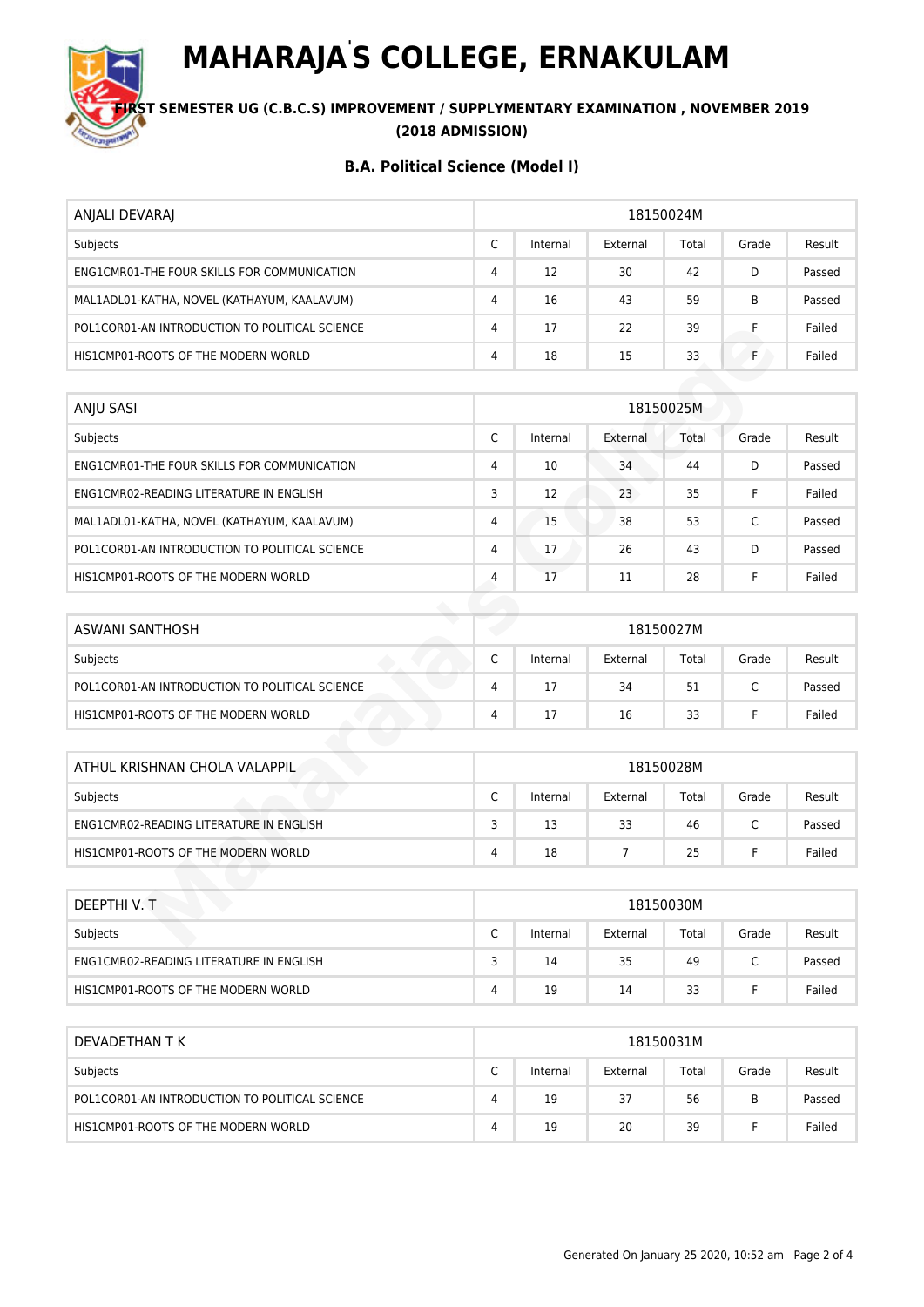# MAHARAJA'S COLLEGE, ERNAKULAM

**FIRST SEMESTER UG (C.B.C.S) IMPROVEMENT / SUPPLYMENTARY EXAMINATION , NOVEMBER 2019**
**(2018 ADMISSION)**

**B.A. Political Science (Model I)**

| ANJALI DEVARAJ | 18150024M | | | | | |
|---|---|---|---|---|---|---|
| Subjects | C | Internal | External | Total | Grade | Result |
| ENG1CMR01-THE FOUR SKILLS FOR COMMUNICATION | 4 | 12 | 30 | 42 | D | Passed |
| MAL1ADL01-KATHA, NOVEL (KATHAYUM, KAALAVUM) | 4 | 16 | 43 | 59 | B | Passed |
| POL1COR01-AN INTRODUCTION TO POLITICAL SCIENCE | 4 | 17 | 22 | 39 | F | Failed |
| HIS1CMP01-ROOTS OF THE MODERN WORLD | 4 | 18 | 15 | 33 | F | Failed |

| ANJU SASI | 18150025M | | | | | |
|---|---|---|---|---|---|---|
| Subjects | C | Internal | External | Total | Grade | Result |
| ENG1CMR01-THE FOUR SKILLS FOR COMMUNICATION | 4 | 10 | 34 | 44 | D | Passed |
| ENG1CMR02-READING LITERATURE IN ENGLISH | 3 | 12 | 23 | 35 | F | Failed |
| MAL1ADL01-KATHA, NOVEL (KATHAYUM, KAALAVUM) | 4 | 15 | 38 | 53 | C | Passed |
| POL1COR01-AN INTRODUCTION TO POLITICAL SCIENCE | 4 | 17 | 26 | 43 | D | Passed |
| HIS1CMP01-ROOTS OF THE MODERN WORLD | 4 | 17 | 11 | 28 | F | Failed |

| ASWANI SANTHOSH | 18150027M | | | | | |
|---|---|---|---|---|---|---|
| Subjects | C | Internal | External | Total | Grade | Result |
| POL1COR01-AN INTRODUCTION TO POLITICAL SCIENCE | 4 | 17 | 34 | 51 | C | Passed |
| HIS1CMP01-ROOTS OF THE MODERN WORLD | 4 | 17 | 16 | 33 | F | Failed |

| ATHUL KRISHNAN CHOLA VALAPPIL | 18150028M | | | | | |
|---|---|---|---|---|---|---|
| Subjects | C | Internal | External | Total | Grade | Result |
| ENG1CMR02-READING LITERATURE IN ENGLISH | 3 | 13 | 33 | 46 | C | Passed |
| HIS1CMP01-ROOTS OF THE MODERN WORLD | 4 | 18 | 7 | 25 | F | Failed |

| DEEPTHI V. T | 18150030M | | | | | |
|---|---|---|---|---|---|---|
| Subjects | C | Internal | External | Total | Grade | Result |
| ENG1CMR02-READING LITERATURE IN ENGLISH | 3 | 14 | 35 | 49 | C | Passed |
| HIS1CMP01-ROOTS OF THE MODERN WORLD | 4 | 19 | 14 | 33 | F | Failed |

| DEVADETHAN T K | 18150031M | | | | | |
|---|---|---|---|---|---|---|
| Subjects | C | Internal | External | Total | Grade | Result |
| POL1COR01-AN INTRODUCTION TO POLITICAL SCIENCE | 4 | 19 | 37 | 56 | B | Passed |
| HIS1CMP01-ROOTS OF THE MODERN WORLD | 4 | 19 | 20 | 39 | F | Failed |

Generated On January 25 2020, 10:52 am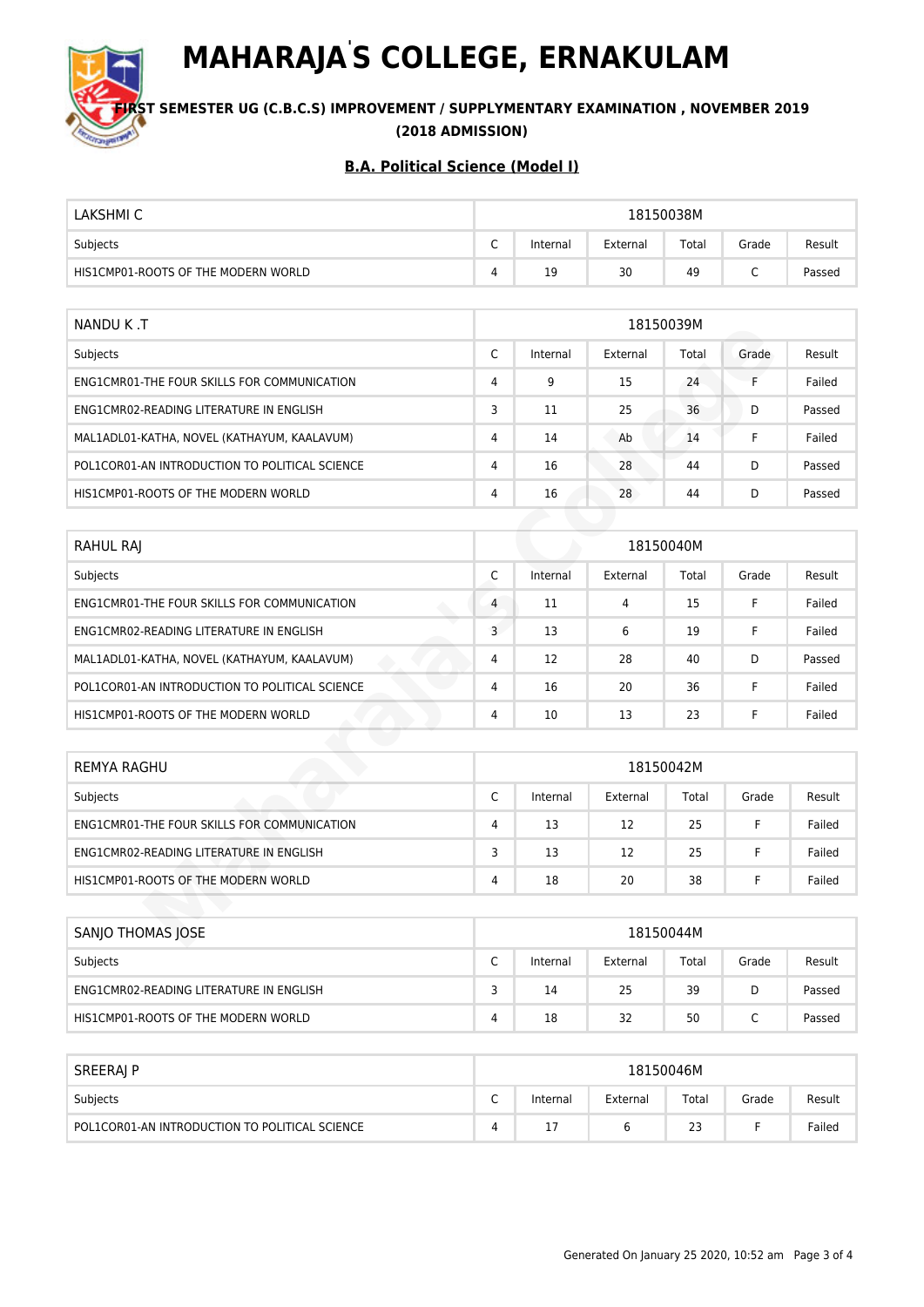# MAHARAJA'S COLLEGE, ERNAKULAM

**FIRST SEMESTER UG (C.B.C.S) IMPROVEMENT / SUPPLYMENTARY EXAMINATION , NOVEMBER 2019**
**(2018 ADMISSION)**

## B.A. Political Science (Model I)

| LAKSHMI C | 18150038M | | | | | |
|---|---|---|---|---|---|---|
| Subjects | C | Internal | External | Total | Grade | Result |
| HIS1CMP01-ROOTS OF THE MODERN WORLD | 4 | 19 | 30 | 49 | C | Passed |

| NANDU K .T | 18150039M | | | | | |
|---|---|---|---|---|---|---|
| Subjects | C | Internal | External | Total | Grade | Result |
| ENG1CMR01-THE FOUR SKILLS FOR COMMUNICATION | 4 | 9 | 15 | 24 | F | Failed |
| ENG1CMR02-READING LITERATURE IN ENGLISH | 3 | 11 | 25 | 36 | D | Passed |
| MAL1ADL01-KATHA, NOVEL (KATHAYUM, KAALAVUM) | 4 | 14 | Ab | 14 | F | Failed |
| POL1COR01-AN INTRODUCTION TO POLITICAL SCIENCE | 4 | 16 | 28 | 44 | D | Passed |
| HIS1CMP01-ROOTS OF THE MODERN WORLD | 4 | 16 | 28 | 44 | D | Passed |

| RAHUL RAJ | 18150040M | | | | | |
|---|---|---|---|---|---|---|
| Subjects | C | Internal | External | Total | Grade | Result |
| ENG1CMR01-THE FOUR SKILLS FOR COMMUNICATION | 4 | 11 | 4 | 15 | F | Failed |
| ENG1CMR02-READING LITERATURE IN ENGLISH | 3 | 13 | 6 | 19 | F | Failed |
| MAL1ADL01-KATHA, NOVEL (KATHAYUM, KAALAVUM) | 4 | 12 | 28 | 40 | D | Passed |
| POL1COR01-AN INTRODUCTION TO POLITICAL SCIENCE | 4 | 16 | 20 | 36 | F | Failed |
| HIS1CMP01-ROOTS OF THE MODERN WORLD | 4 | 10 | 13 | 23 | F | Failed |

| REMYA RAGHU | 18150042M | | | | | |
|---|---|---|---|---|---|---|
| Subjects | C | Internal | External | Total | Grade | Result |
| ENG1CMR01-THE FOUR SKILLS FOR COMMUNICATION | 4 | 13 | 12 | 25 | F | Failed |
| ENG1CMR02-READING LITERATURE IN ENGLISH | 3 | 13 | 12 | 25 | F | Failed |
| HIS1CMP01-ROOTS OF THE MODERN WORLD | 4 | 18 | 20 | 38 | F | Failed |

| SANJO THOMAS JOSE | 18150044M | | | | | |
|---|---|---|---|---|---|---|
| Subjects | C | Internal | External | Total | Grade | Result |
| ENG1CMR02-READING LITERATURE IN ENGLISH | 3 | 14 | 25 | 39 | D | Passed |
| HIS1CMP01-ROOTS OF THE MODERN WORLD | 4 | 18 | 32 | 50 | C | Passed |

| SREERAJ P | 18150046M | | | | | |
|---|---|---|---|---|---|---|
| Subjects | C | Internal | External | Total | Grade | Result |
| POL1COR01-AN INTRODUCTION TO POLITICAL SCIENCE | 4 | 17 | 6 | 23 | F | Failed |

Generated On January 25 2020, 10:52 am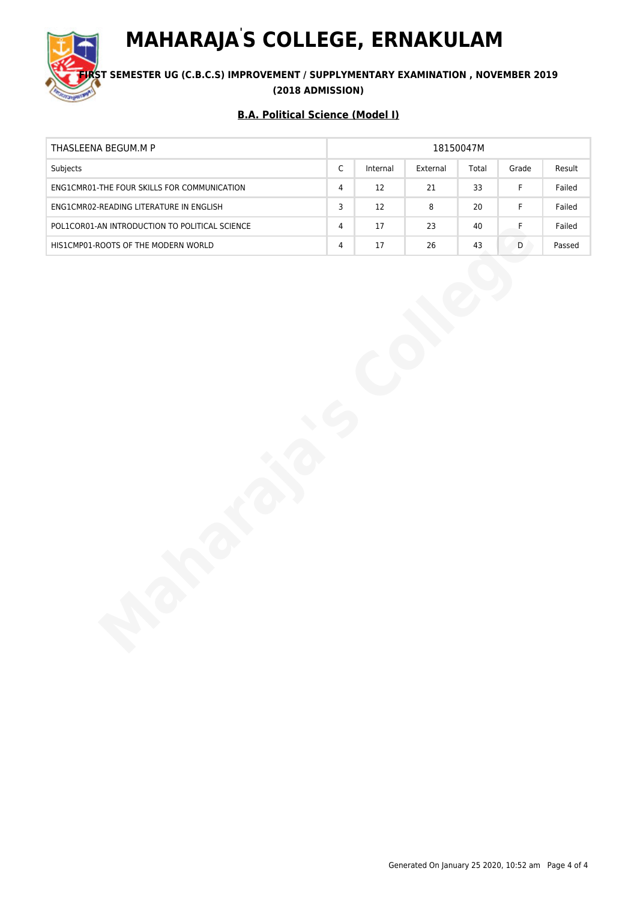# MAHARAJA'S COLLEGE, ERNAKULAM

**FIRST SEMESTER UG (C.B.C.S) IMPROVEMENT / SUPPLYMENTARY EXAMINATION , NOVEMBER 2019**
**(2018 ADMISSION)**

**B.A. Political Science (Model I)**

| THASLEENA BEGUM.M P | 18150047M | | | | | |
|---|---|---|---|---|---|---|
| Subjects | C | Internal | External | Total | Grade | Result |
| ENG1CMR01-THE FOUR SKILLS FOR COMMUNICATION | 4 | 12 | 21 | 33 | F | Failed |
| ENG1CMR02-READING LITERATURE IN ENGLISH | 3 | 12 | 8 | 20 | F | Failed |
| POL1COR01-AN INTRODUCTION TO POLITICAL SCIENCE | 4 | 17 | 23 | 40 | F | Failed |
| HIS1CMP01-ROOTS OF THE MODERN WORLD | 4 | 17 | 26 | 43 | D | Passed |

Generated On January 25 2020, 10:52 am